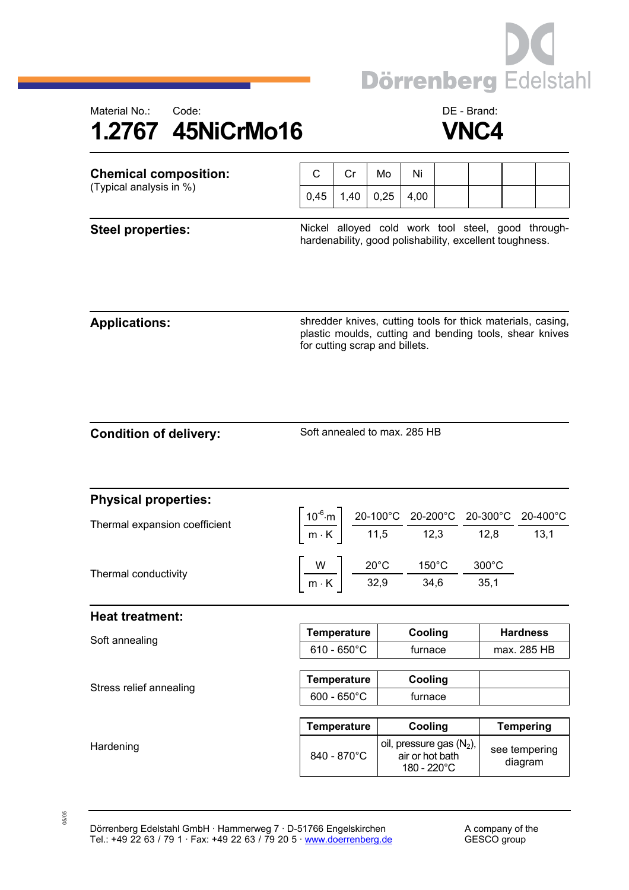Dörrenberg Edelstahl

Material No.: 1.2767

Code: 45NiCrMo16

DE - Brand: VNC4

# 1.2767 45NiCrMo16 VNC4

## Chemical composition:

(Typical analysis in %)

| C | Cr | Mo | Ni | | | | |
|---|---|---|---|---|---|---|---|
| 0,45 | 1,40 | 0,25 | 4,00 | | | | |

## Steel properties:

Nickel alloyed cold work tool steel, good through-hardenability, good polishability, excellent toughness.

## Applications:

shredder knives, cutting tools for thick materials, casing, plastic moulds, cutting and bending tools, shear knives for cutting scrap and billets.

## Condition of delivery:

Soft annealed to max. 285 HB

## Physical properties:

Thermal expansion coefficient

| $\left[\frac{10^{-6} \cdot m}{m \cdot K}\right]$ | 20-100°C | 20-200°C | 20-300°C | 20-400°C |
|---|---|---|---|---|
| | 11,5 | 12,3 | 12,8 | 13,1 |

Thermal conductivity

| $\left[\frac{W}{m \cdot K}\right]$ | 20°C | 150°C | 300°C |
|---|---|---|---|
| | 32,9 | 34,6 | 35,1 |

## Heat treatment:

Soft annealing

| Temperature | Cooling | Hardness |
|---|---|---|
| 610 - 650°C | furnace | max. 285 HB |

Stress relief annealing

| Temperature | Cooling | |
|---|---|---|
| 600 - 650°C | furnace | |

Hardening

| Temperature | Cooling | Tempering |
|---|---|---|
| 840 - 870°C | oil, pressure gas ($N_2$), air or hot bath 180 - 220°C | see tempering diagram |

Dörrenberg Edelstahl GmbH · Hammerweg 7 · D-51766 Engelskirchen
Tel.: +49 22 63 / 79 1 · Fax: +49 22 63 / 79 20 5 · www.doerrenberg.de

A company of the GESCO group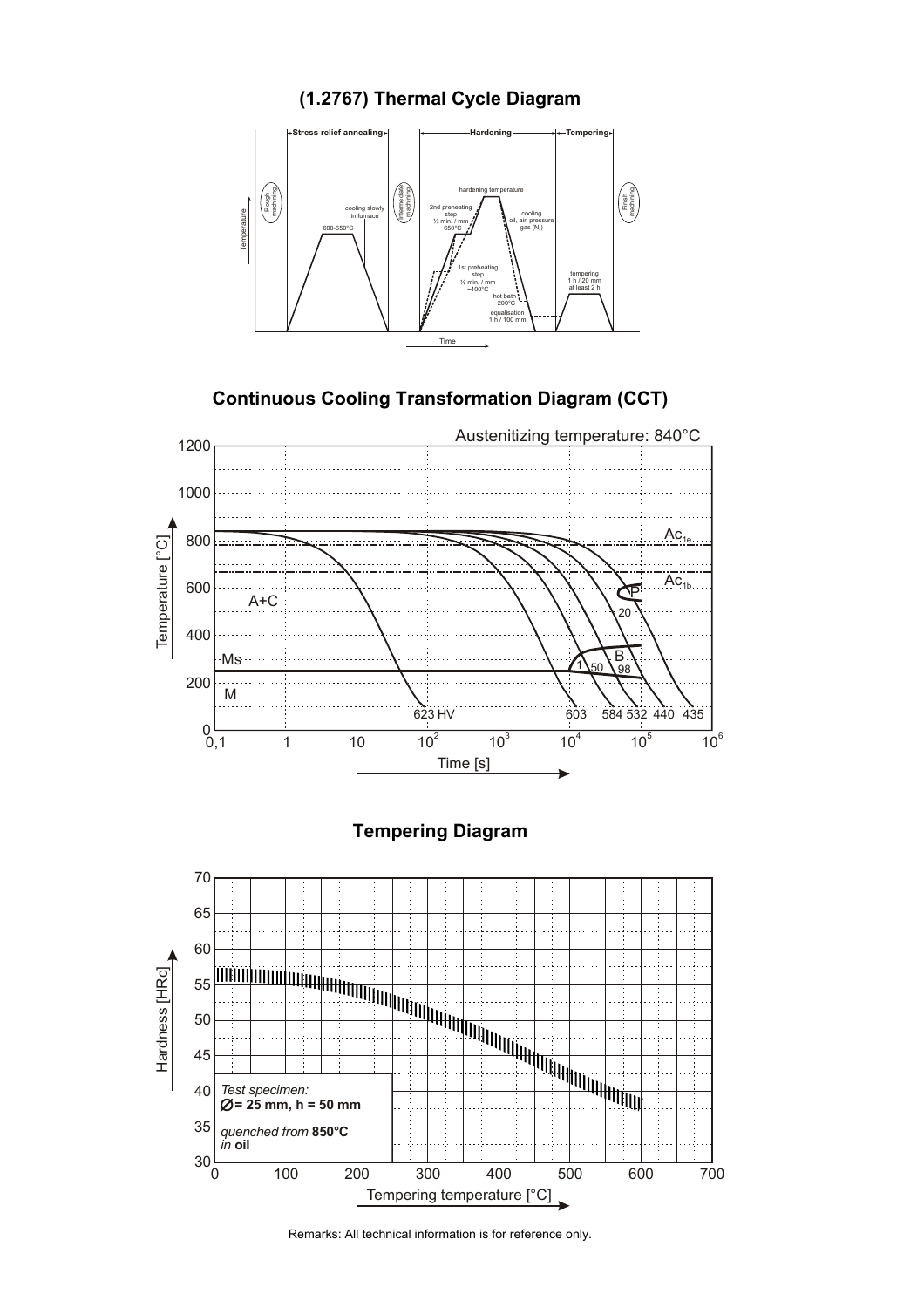## (1.2767) Thermal Cycle Diagram

Stress relief annealing

Hardening

Tempering

Rough machining

Intermediate machining

Finish machining

Temperature

600-650°C

cooling slowly in furnace

hardening temperature

2nd preheating step
½ min. / mm
~650°C

1st preheating step
½ min. / mm
~400°C

cooling oil, air, pressure gas ($N_2$)

hot bath ~200°C

equalisation 1 h / 100 mm

tempering 1 h / 20 mm at least 2 h

Time

## Continuous Cooling Transformation Diagram (CCT)

Austenitizing temperature: 840°C

Temperature [°C]

1200
1000
800
600
400
200
0

$Ac_{1e}$

$Ac_{1b}$

A+C

P

20

Ms

B

1

50

98

M

623 HV

603

584 532 440 435

0,1 1 10 $10^2$ $10^3$ $10^4$ $10^5$ $10^6$

Time [s]

## Tempering Diagram

Hardness [HRc]

70
65
60
55
50
45
40
35
30

*Test specimen:*
**Ø = 25 mm, h = 50 mm**

*quenched from* **850°C**
*in* **oil**

0 100 200 300 400 500 600 700

Tempering temperature [°C]

Remarks: All technical information is for reference only.